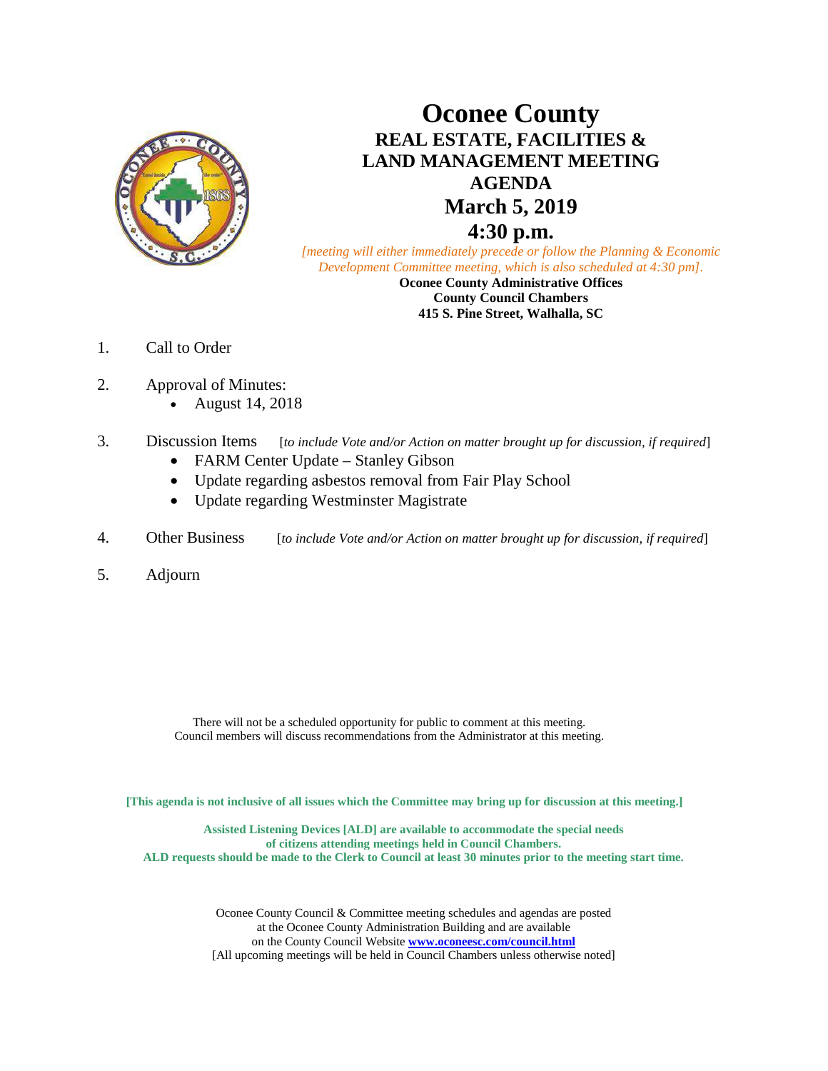# Oconee County

## REAL ESTATE, FACILITIES & LAND MANAGEMENT MEETING AGENDA

## March 5, 2019

## 4:30 p.m.

*[meeting will either immediately precede or follow the Planning & Economic Development Committee meeting, which is also scheduled at 4:30 pm].*

**Oconee County Administrative Offices**
**County Council Chambers**
**415 S. Pine Street, Walhalla, SC**

1. Call to Order

2. Approval of Minutes:
   - August 14, 2018

3. Discussion Items [*to include Vote and/or Action on matter brought up for discussion, if required*]
   - FARM Center Update – Stanley Gibson
   - Update regarding asbestos removal from Fair Play School
   - Update regarding Westminster Magistrate

4. Other Business [*to include Vote and/or Action on matter brought up for discussion, if required*]

5. Adjourn

There will not be a scheduled opportunity for public to comment at this meeting.
Council members will discuss recommendations from the Administrator at this meeting.

**[This agenda is not inclusive of all issues which the Committee may bring up for discussion at this meeting.]**

**Assisted Listening Devices [ALD] are available to accommodate the special needs of citizens attending meetings held in Council Chambers.**
**ALD requests should be made to the Clerk to Council at least 30 minutes prior to the meeting start time.**

Oconee County Council & Committee meeting schedules and agendas are posted at the Oconee County Administration Building and are available on the County Council Website **www.oconeesc.com/council.html**
[All upcoming meetings will be held in Council Chambers unless otherwise noted]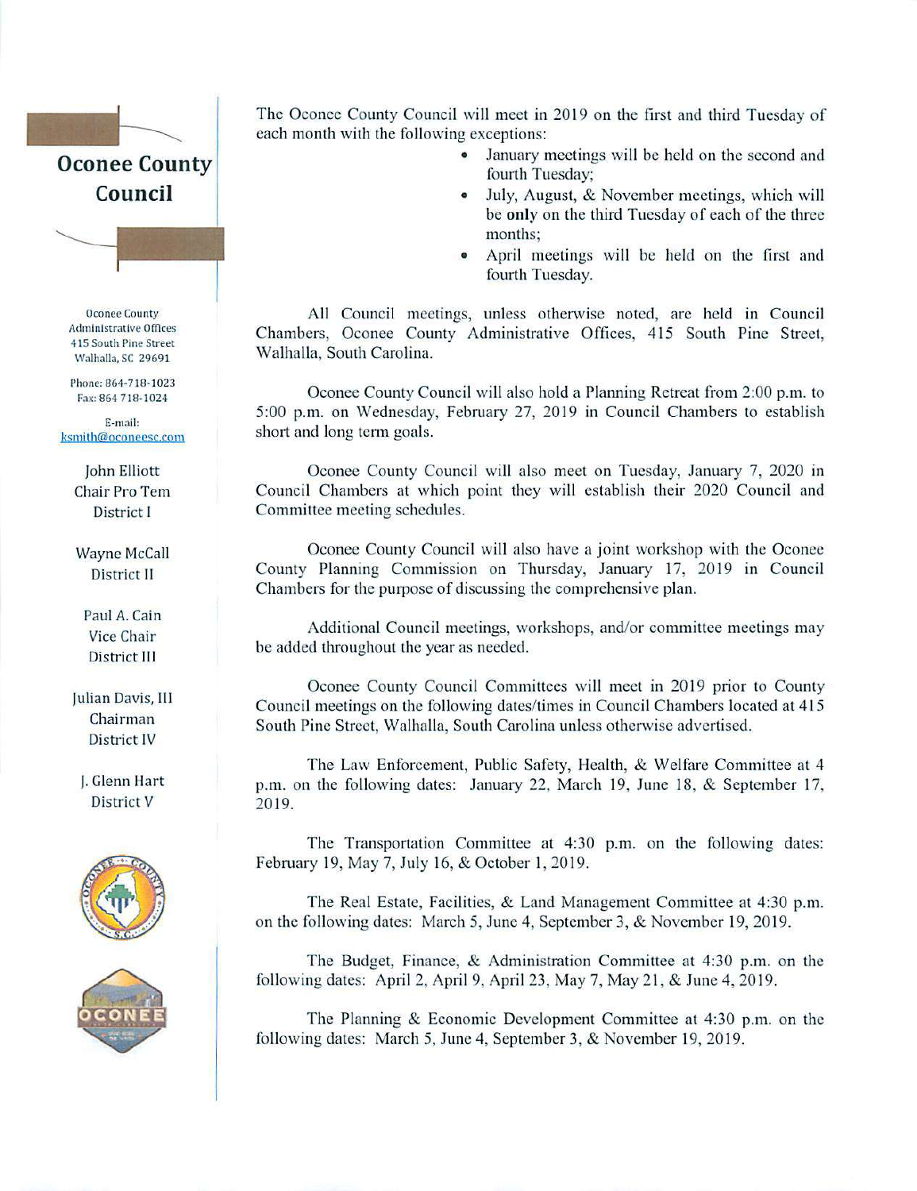# Oconee County Council

Oconee County Administrative Offices
415 South Pine Street
Walhalla, SC 29691

Phone: 864-718-1023
Fax: 864 718-1024

E-mail:
ksmith@oconeesc.com

John Elliott
Chair Pro Tem
District I

Wayne McCall
District II

Paul A. Cain
Vice Chair
District III

Julian Davis, III
Chairman
District IV

J. Glenn Hart
District V

The Oconee County Council will meet in 2019 on the first and third Tuesday of each month with the following exceptions:

- January meetings will be held on the second and fourth Tuesday;
- July, August, & November meetings, which will be **only** on the third Tuesday of each of the three months;
- April meetings will be held on the first and fourth Tuesday.

All Council meetings, unless otherwise noted, are held in Council Chambers, Oconee County Administrative Offices, 415 South Pine Street, Walhalla, South Carolina.

Oconee County Council will also hold a Planning Retreat from 2:00 p.m. to 5:00 p.m. on Wednesday, February 27, 2019 in Council Chambers to establish short and long term goals.

Oconee County Council will also meet on Tuesday, January 7, 2020 in Council Chambers at which point they will establish their 2020 Council and Committee meeting schedules.

Oconee County Council will also have a joint workshop with the Oconee County Planning Commission on Thursday, January 17, 2019 in Council Chambers for the purpose of discussing the comprehensive plan.

Additional Council meetings, workshops, and/or committee meetings may be added throughout the year as needed.

Oconee County Council Committees will meet in 2019 prior to County Council meetings on the following dates/times in Council Chambers located at 415 South Pine Street, Walhalla, South Carolina unless otherwise advertised.

The Law Enforcement, Public Safety, Health, & Welfare Committee at 4 p.m. on the following dates: January 22, March 19, June 18, & September 17, 2019.

The Transportation Committee at 4:30 p.m. on the following dates: February 19, May 7, July 16, & October 1, 2019.

The Real Estate, Facilities, & Land Management Committee at 4:30 p.m. on the following dates: March 5, June 4, September 3, & November 19, 2019.

The Budget, Finance, & Administration Committee at 4:30 p.m. on the following dates: April 2, April 9, April 23, May 7, May 21, & June 4, 2019.

The Planning & Economic Development Committee at 4:30 p.m. on the following dates: March 5, June 4, September 3, & November 19, 2019.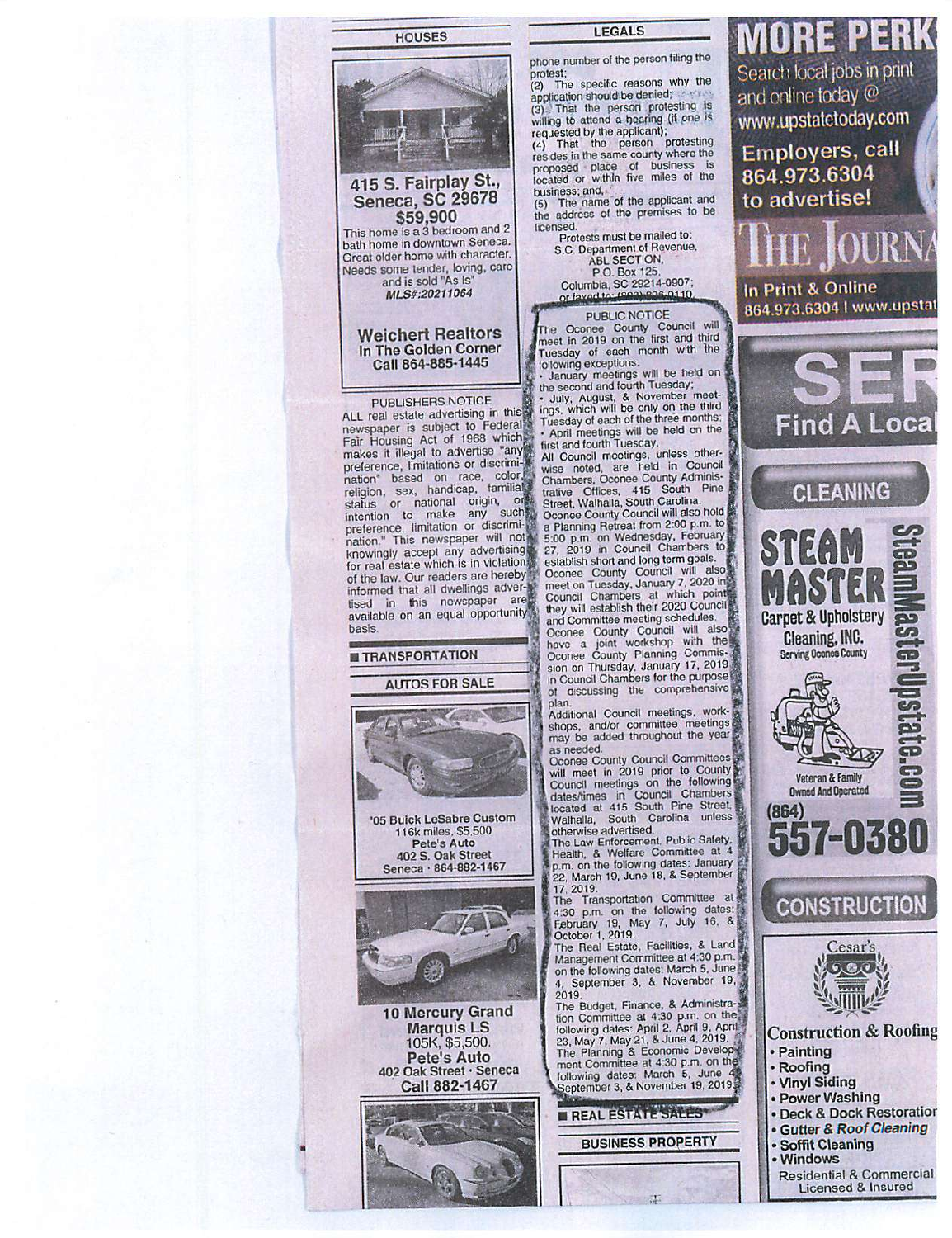## HOUSES

**415 S. Fairplay St., Seneca, SC 29678**
**$59,900**
This home is a 3 bedroom and 2 bath home in downtown Seneca. Great older home with character. Needs some tender, loving, care and is sold "As Is"
*MLS#:20211064*

**Weichert Realtors**
**In The Golden Corner**
**Call 864-885-1445**

PUBLISHERS NOTICE
ALL real estate advertising in this newspaper is subject to Federal Fair Housing Act of 1968 which makes it illegal to advertise "any preference, limitations or discrimination" based on race, color, religion, sex, handicap, familial status or national origin, or intention to make any such preference, limitation or discrimination." This newspaper will not knowingly accept any advertising for real estate which is in violation of the law. Our readers are hereby informed that all dwellings advertised in this newspaper are available on an equal opportunity basis.

## TRANSPORTATION

### AUTOS FOR SALE

**'05 Buick LeSabre Custom**
116k miles, $5,500
**Pete's Auto**
402 S. Oak Street
Seneca · 864-882-1467

**10 Mercury Grand Marquis LS**
105K, $5,500.
**Pete's Auto**
402 Oak Street · Seneca
**Call 882-1467**

## LEGALS

phone number of the person filing the protest;
(2) The specific reasons why the application should be denied;
(3) That the person protesting is willing to attend a hearing (if one is requested by the applicant);
(4) That the person protesting resides in the same county where the proposed place of business is located or within five miles of the business; and,
(5) The name of the applicant and the address of the premises to be licensed.

Protests must be mailed to:
S.C. Department of Revenue,
ABL SECTION,
P.O. Box 125,
Columbia, SC 29214-0907;
or faxed to: (803) 896-0110.

PUBLIC NOTICE
The Oconee County Council will meet in 2019 on the first and third Tuesday of each month with the following exceptions:
- January meetings will be held on the second and fourth Tuesday;
- July, August, & November meetings, which will be only on the third Tuesday of each of the three months;
- April meetings will be held on the first and fourth Tuesday.

All Council meetings, unless otherwise noted, are held in Council Chambers, Oconee County Administrative Offices, 415 South Pine Street, Walhalla, South Carolina.

Oconee County Council will also hold a Planning Retreat from 2:00 p.m. to 5:00 p.m. on Wednesday, February 27, 2019 in Council Chambers to establish short and long term goals.

Oconee County Council will also meet on Tuesday, January 7, 2020 in Council Chambers at which point they will establish their 2020 Council and Committee meeting schedules.

Oconee County Council will also have a joint workshop with the Oconee County Planning Commission on Thursday, January 17, 2019 in Council Chambers for the purpose of discussing the comprehensive plan.

Additional Council meetings, workshops, and/or committee meetings may be added throughout the year as needed.

Oconee County Council Committees will meet in 2019 prior to County Council meetings on the following dates/times in Council Chambers located at 415 South Pine Street, Walhalla, South Carolina unless otherwise advertised.

The Law Enforcement, Public Safety, Health, & Welfare Committee at 4 p.m. on the following dates: January 22, March 19, June 18, & September 17, 2019.

The Transportation Committee at 4:30 p.m. on the following dates: February 19, May 7, July 16, & October 1, 2019.

The Real Estate, Facilities, & Land Management Committee at 4:30 p.m. on the following dates: March 5, June 4, September 3, & November 19, 2019.

The Budget, Finance, & Administration Committee at 4:30 p.m. on the following dates: April 2, April 9, April 23, May 7, May 21, & June 4, 2019.

The Planning & Economic Development Committee at 4:30 p.m. on the following dates: March 5, June 4, September 3, & November 19, 2019.

## REAL ESTATE SALES

### BUSINESS PROPERTY

**MORE PERKS**
Search local jobs in print and online today @ www.upstatetoday.com
Employers, call 864.973.6304 to advertise!
**THE JOURNAL**
In Print & Online
864.973.6304 | www.upstat

**SER**
Find A Local

### CLEANING

**STEAM MASTER**
Carpet & Upholstery Cleaning, INC.
Serving Oconee County
SteamMasterUpstate.com
Veteran & Family Owned And Operated
(864) 557-0380

### CONSTRUCTION

**Cesar's Construction & Roofing**
- Painting
- Roofing
- Vinyl Siding
- Power Washing
- Deck & Dock Restoration
- Gutter & Roof Cleaning
- Soffit Cleaning
- Windows

Residential & Commercial
Licensed & Insured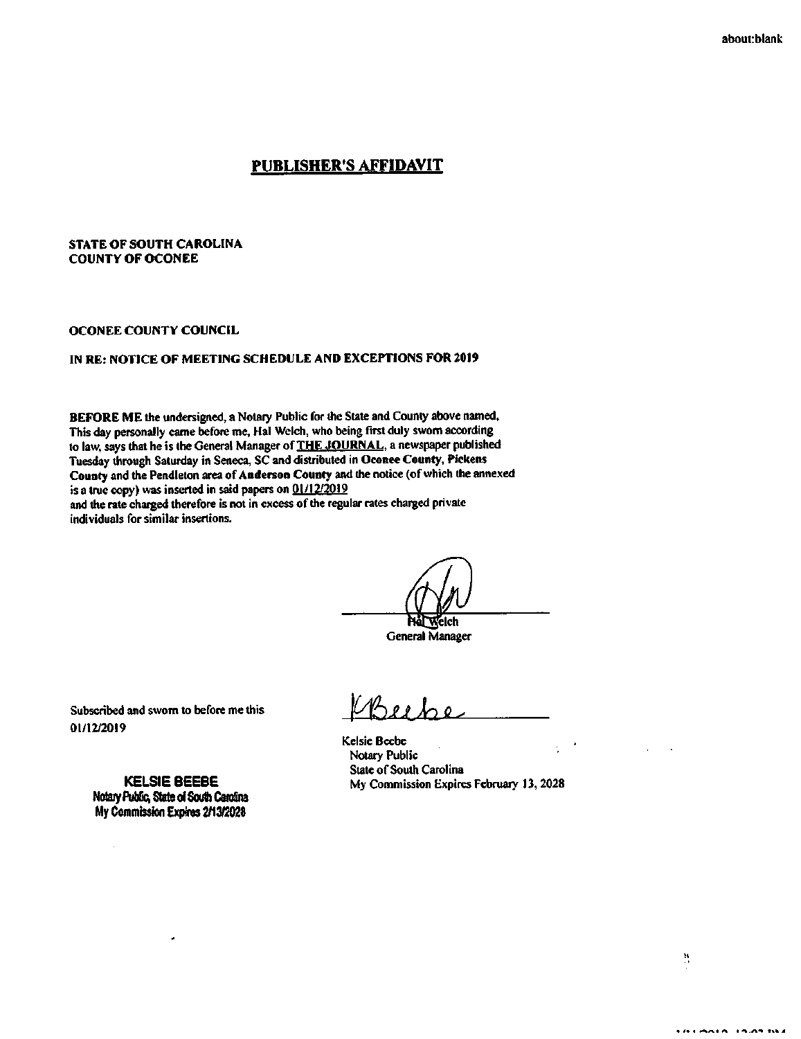## PUBLISHER'S AFFIDAVIT

**STATE OF SOUTH CAROLINA**
**COUNTY OF OCONEE**

**OCONEE COUNTY COUNCIL**

**IN RE: NOTICE OF MEETING SCHEDULE AND EXCEPTIONS FOR 2019**

**BEFORE ME** the undersigned, a Notary Public for the State and County above named, This day personally came before me, Hal Welch, who being first duly sworn according to law, says that he is the General Manager of **THE JOURNAL**, a newspaper published Tuesday through Saturday in Seneca, SC and distributed in **Oconee County, Pickens County** and the Pendleton area of **Anderson County** and the notice (of which the annexed is a true copy) was inserted in said papers on 01/12/2019 and the rate charged therefore is not in excess of the regular rates charged private individuals for similar insertions.

Hal Welch
General Manager

Subscribed and sworn to before me this
01/12/2019

Kelsie Beebe
Notary Public
State of South Carolina
My Commission Expires February 13, 2028

**KELSIE BEEBE**
**Notary Public, State of South Carolina**
**My Commission Expires 2/13/2028**